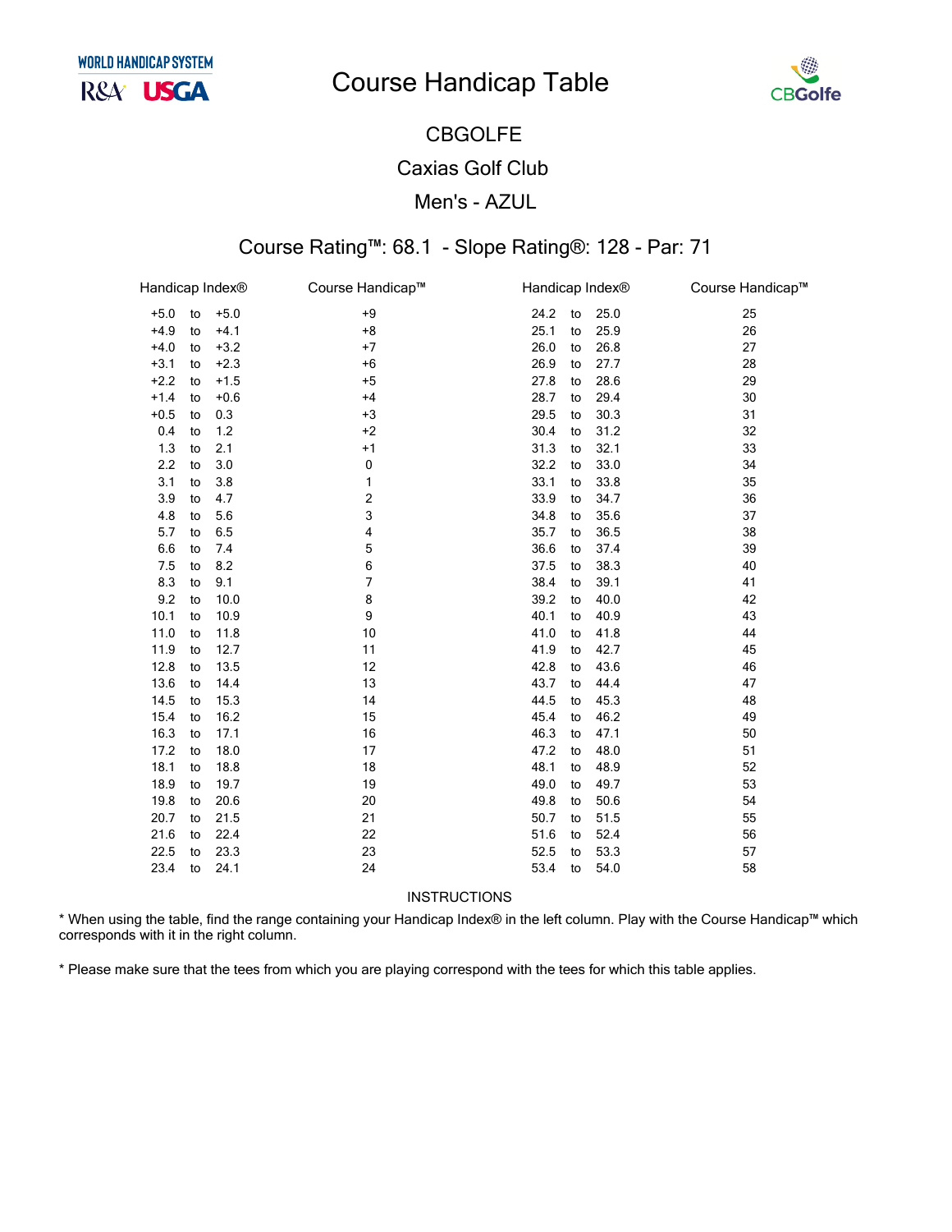WORLD HANDICAP SYSTEM

R&A USGA

# Course Handicap Table

CBGolfe

## CBGOLFE

## Caxias Golf Club

## Men's - AZUL

### Course Rating™: 68.1 - Slope Rating®: 128 - Par: 71

| Handicap Index® | | | Course Handicap™ | Handicap Index® | | | Course Handicap™ |
|---|---|---|---|---|---|---|---|
| +5.0 | to | +5.0 | +9 | 24.2 | to | 25.0 | 25 |
| +4.9 | to | +4.1 | +8 | 25.1 | to | 25.9 | 26 |
| +4.0 | to | +3.2 | +7 | 26.0 | to | 26.8 | 27 |
| +3.1 | to | +2.3 | +6 | 26.9 | to | 27.7 | 28 |
| +2.2 | to | +1.5 | +5 | 27.8 | to | 28.6 | 29 |
| +1.4 | to | +0.6 | +4 | 28.7 | to | 29.4 | 30 |
| +0.5 | to | 0.3 | +3 | 29.5 | to | 30.3 | 31 |
| 0.4 | to | 1.2 | +2 | 30.4 | to | 31.2 | 32 |
| 1.3 | to | 2.1 | +1 | 31.3 | to | 32.1 | 33 |
| 2.2 | to | 3.0 | 0 | 32.2 | to | 33.0 | 34 |
| 3.1 | to | 3.8 | 1 | 33.1 | to | 33.8 | 35 |
| 3.9 | to | 4.7 | 2 | 33.9 | to | 34.7 | 36 |
| 4.8 | to | 5.6 | 3 | 34.8 | to | 35.6 | 37 |
| 5.7 | to | 6.5 | 4 | 35.7 | to | 36.5 | 38 |
| 6.6 | to | 7.4 | 5 | 36.6 | to | 37.4 | 39 |
| 7.5 | to | 8.2 | 6 | 37.5 | to | 38.3 | 40 |
| 8.3 | to | 9.1 | 7 | 38.4 | to | 39.1 | 41 |
| 9.2 | to | 10.0 | 8 | 39.2 | to | 40.0 | 42 |
| 10.1 | to | 10.9 | 9 | 40.1 | to | 40.9 | 43 |
| 11.0 | to | 11.8 | 10 | 41.0 | to | 41.8 | 44 |
| 11.9 | to | 12.7 | 11 | 41.9 | to | 42.7 | 45 |
| 12.8 | to | 13.5 | 12 | 42.8 | to | 43.6 | 46 |
| 13.6 | to | 14.4 | 13 | 43.7 | to | 44.4 | 47 |
| 14.5 | to | 15.3 | 14 | 44.5 | to | 45.3 | 48 |
| 15.4 | to | 16.2 | 15 | 45.4 | to | 46.2 | 49 |
| 16.3 | to | 17.1 | 16 | 46.3 | to | 47.1 | 50 |
| 17.2 | to | 18.0 | 17 | 47.2 | to | 48.0 | 51 |
| 18.1 | to | 18.8 | 18 | 48.1 | to | 48.9 | 52 |
| 18.9 | to | 19.7 | 19 | 49.0 | to | 49.7 | 53 |
| 19.8 | to | 20.6 | 20 | 49.8 | to | 50.6 | 54 |
| 20.7 | to | 21.5 | 21 | 50.7 | to | 51.5 | 55 |
| 21.6 | to | 22.4 | 22 | 51.6 | to | 52.4 | 56 |
| 22.5 | to | 23.3 | 23 | 52.5 | to | 53.3 | 57 |
| 23.4 | to | 24.1 | 24 | 53.4 | to | 54.0 | 58 |

INSTRUCTIONS

* When using the table, find the range containing your Handicap Index® in the left column. Play with the Course Handicap™ which corresponds with it in the right column.

* Please make sure that the tees from which you are playing correspond with the tees for which this table applies.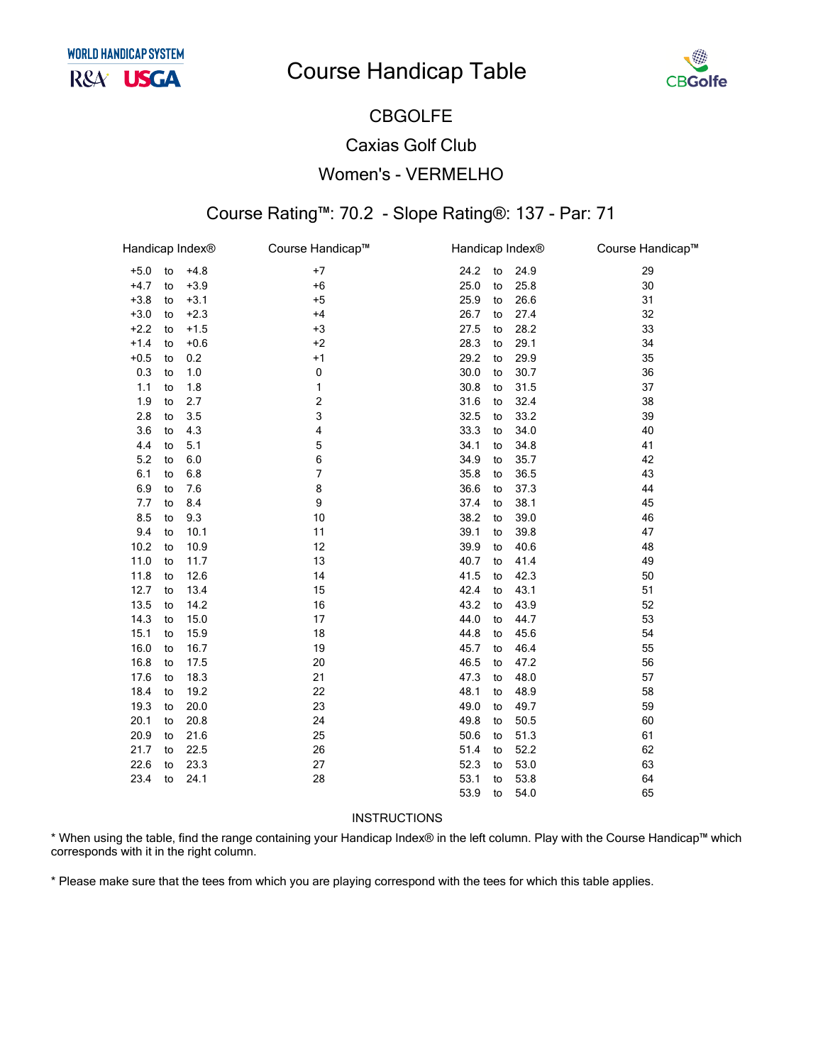# Course Handicap Table

## CBGOLFE

## Caxias Golf Club

## Women's - VERMELHO

### Course Rating™: 70.2 - Slope Rating®: 137 - Par: 71

| Handicap Index® | Course Handicap™ | Handicap Index® | Course Handicap™ |
|---|---|---|---|
| +5.0 to +4.8 | +7 | 24.2 to 24.9 | 29 |
| +4.7 to +3.9 | +6 | 25.0 to 25.8 | 30 |
| +3.8 to +3.1 | +5 | 25.9 to 26.6 | 31 |
| +3.0 to +2.3 | +4 | 26.7 to 27.4 | 32 |
| +2.2 to +1.5 | +3 | 27.5 to 28.2 | 33 |
| +1.4 to +0.6 | +2 | 28.3 to 29.1 | 34 |
| +0.5 to 0.2 | +1 | 29.2 to 29.9 | 35 |
| 0.3 to 1.0 | 0 | 30.0 to 30.7 | 36 |
| 1.1 to 1.8 | 1 | 30.8 to 31.5 | 37 |
| 1.9 to 2.7 | 2 | 31.6 to 32.4 | 38 |
| 2.8 to 3.5 | 3 | 32.5 to 33.2 | 39 |
| 3.6 to 4.3 | 4 | 33.3 to 34.0 | 40 |
| 4.4 to 5.1 | 5 | 34.1 to 34.8 | 41 |
| 5.2 to 6.0 | 6 | 34.9 to 35.7 | 42 |
| 6.1 to 6.8 | 7 | 35.8 to 36.5 | 43 |
| 6.9 to 7.6 | 8 | 36.6 to 37.3 | 44 |
| 7.7 to 8.4 | 9 | 37.4 to 38.1 | 45 |
| 8.5 to 9.3 | 10 | 38.2 to 39.0 | 46 |
| 9.4 to 10.1 | 11 | 39.1 to 39.8 | 47 |
| 10.2 to 10.9 | 12 | 39.9 to 40.6 | 48 |
| 11.0 to 11.7 | 13 | 40.7 to 41.4 | 49 |
| 11.8 to 12.6 | 14 | 41.5 to 42.3 | 50 |
| 12.7 to 13.4 | 15 | 42.4 to 43.1 | 51 |
| 13.5 to 14.2 | 16 | 43.2 to 43.9 | 52 |
| 14.3 to 15.0 | 17 | 44.0 to 44.7 | 53 |
| 15.1 to 15.9 | 18 | 44.8 to 45.6 | 54 |
| 16.0 to 16.7 | 19 | 45.7 to 46.4 | 55 |
| 16.8 to 17.5 | 20 | 46.5 to 47.2 | 56 |
| 17.6 to 18.3 | 21 | 47.3 to 48.0 | 57 |
| 18.4 to 19.2 | 22 | 48.1 to 48.9 | 58 |
| 19.3 to 20.0 | 23 | 49.0 to 49.7 | 59 |
| 20.1 to 20.8 | 24 | 49.8 to 50.5 | 60 |
| 20.9 to 21.6 | 25 | 50.6 to 51.3 | 61 |
| 21.7 to 22.5 | 26 | 51.4 to 52.2 | 62 |
| 22.6 to 23.3 | 27 | 52.3 to 53.0 | 63 |
| 23.4 to 24.1 | 28 | 53.1 to 53.8 | 64 |
| | | 53.9 to 54.0 | 65 |

INSTRUCTIONS

* When using the table, find the range containing your Handicap Index® in the left column. Play with the Course Handicap™ which corresponds with it in the right column.

* Please make sure that the tees from which you are playing correspond with the tees for which this table applies.